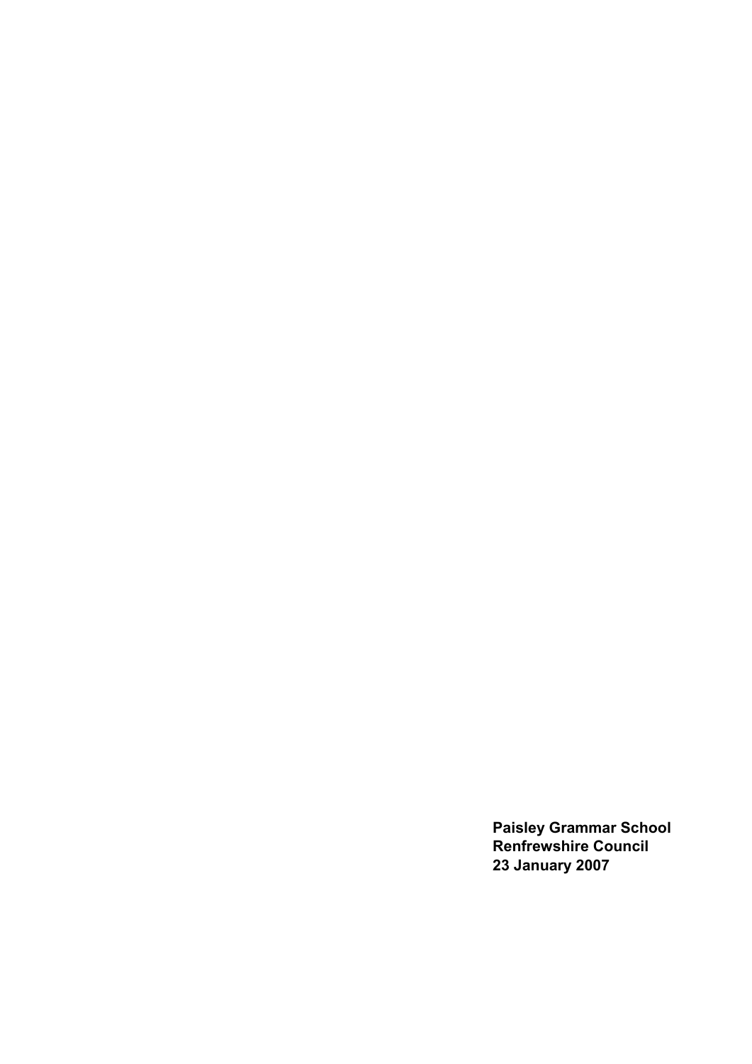**Paisley Grammar School**
**Renfrewshire Council**
**23 January 2007**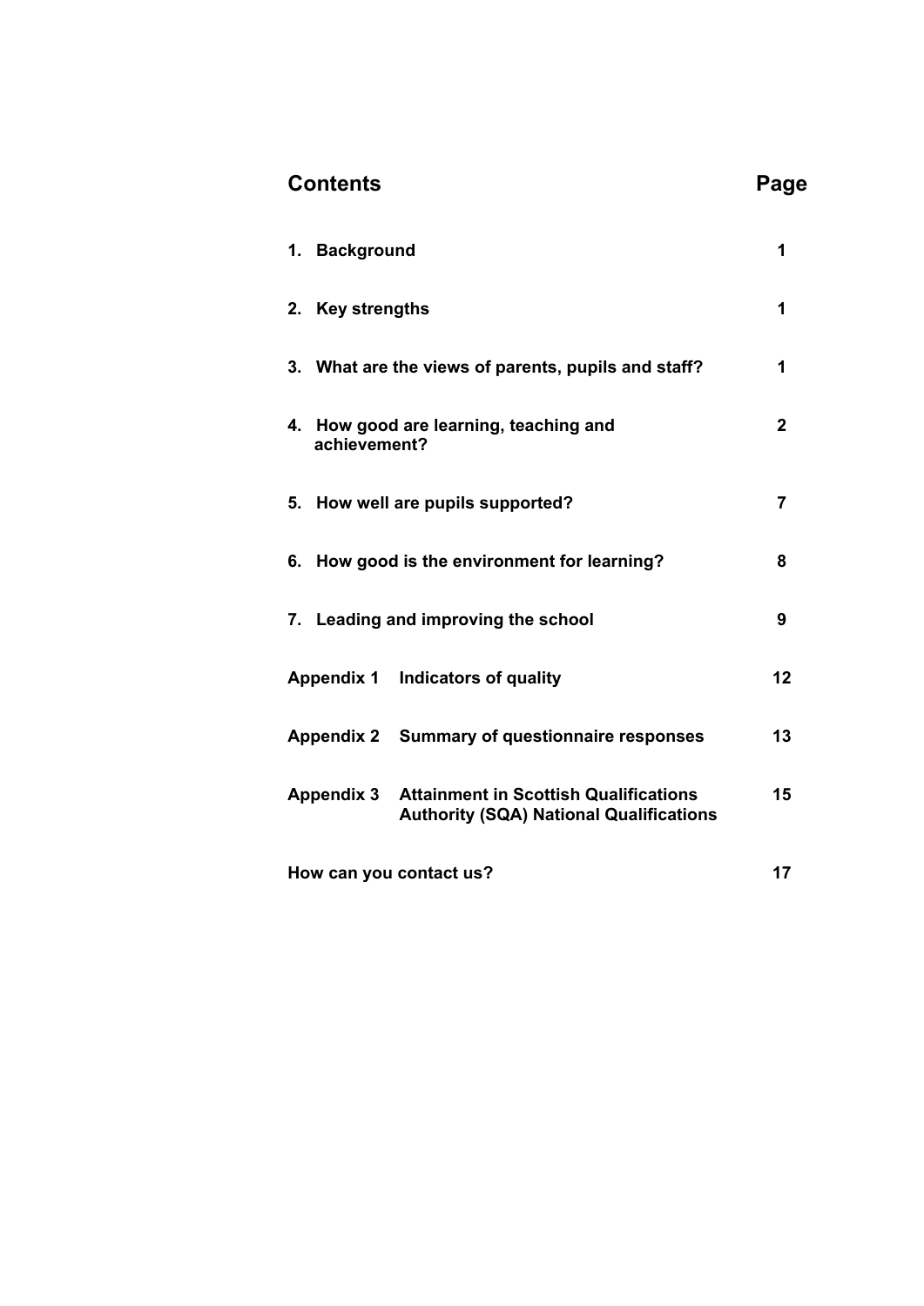## Contents

| | Page |
|---|---|
| 1. Background | 1 |
| 2. Key strengths | 1 |
| 3. What are the views of parents, pupils and staff? | 1 |
| 4. How good are learning, teaching and achievement? | 2 |
| 5. How well are pupils supported? | 7 |
| 6. How good is the environment for learning? | 8 |
| 7. Leading and improving the school | 9 |
| Appendix 1 Indicators of quality | 12 |
| Appendix 2 Summary of questionnaire responses | 13 |
| Appendix 3 Attainment in Scottish Qualifications Authority (SQA) National Qualifications | 15 |
| How can you contact us? | 17 |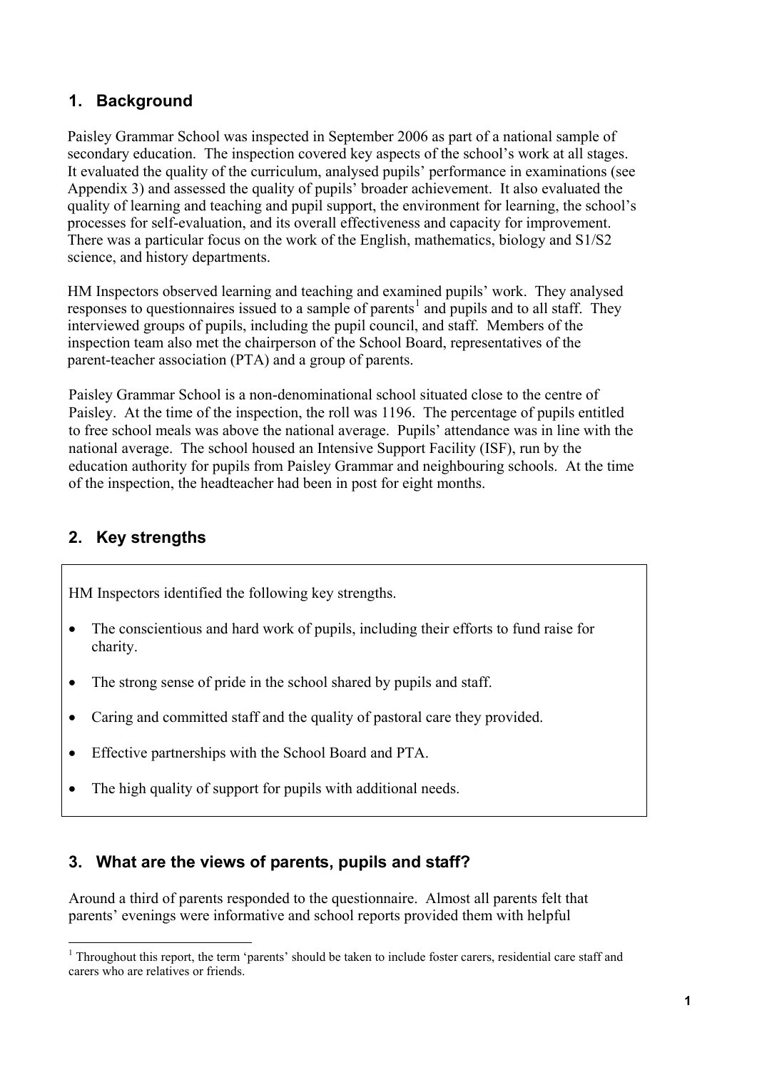## 1. Background

Paisley Grammar School was inspected in September 2006 as part of a national sample of secondary education. The inspection covered key aspects of the school's work at all stages. It evaluated the quality of the curriculum, analysed pupils' performance in examinations (see Appendix 3) and assessed the quality of pupils' broader achievement. It also evaluated the quality of learning and teaching and pupil support, the environment for learning, the school's processes for self-evaluation, and its overall effectiveness and capacity for improvement. There was a particular focus on the work of the English, mathematics, biology and S1/S2 science, and history departments.

HM Inspectors observed learning and teaching and examined pupils' work. They analysed responses to questionnaires issued to a sample of parents[1] and pupils and to all staff. They interviewed groups of pupils, including the pupil council, and staff. Members of the inspection team also met the chairperson of the School Board, representatives of the parent-teacher association (PTA) and a group of parents.

Paisley Grammar School is a non-denominational school situated close to the centre of Paisley. At the time of the inspection, the roll was 1196. The percentage of pupils entitled to free school meals was above the national average. Pupils' attendance was in line with the national average. The school housed an Intensive Support Facility (ISF), run by the education authority for pupils from Paisley Grammar and neighbouring schools. At the time of the inspection, the headteacher had been in post for eight months.

## 2. Key strengths

HM Inspectors identified the following key strengths.

- The conscientious and hard work of pupils, including their efforts to fund raise for charity.
- The strong sense of pride in the school shared by pupils and staff.
- Caring and committed staff and the quality of pastoral care they provided.
- Effective partnerships with the School Board and PTA.
- The high quality of support for pupils with additional needs.

## 3. What are the views of parents, pupils and staff?

Around a third of parents responded to the questionnaire. Almost all parents felt that parents' evenings were informative and school reports provided them with helpful

[1] Throughout this report, the term 'parents' should be taken to include foster carers, residential care staff and carers who are relatives or friends.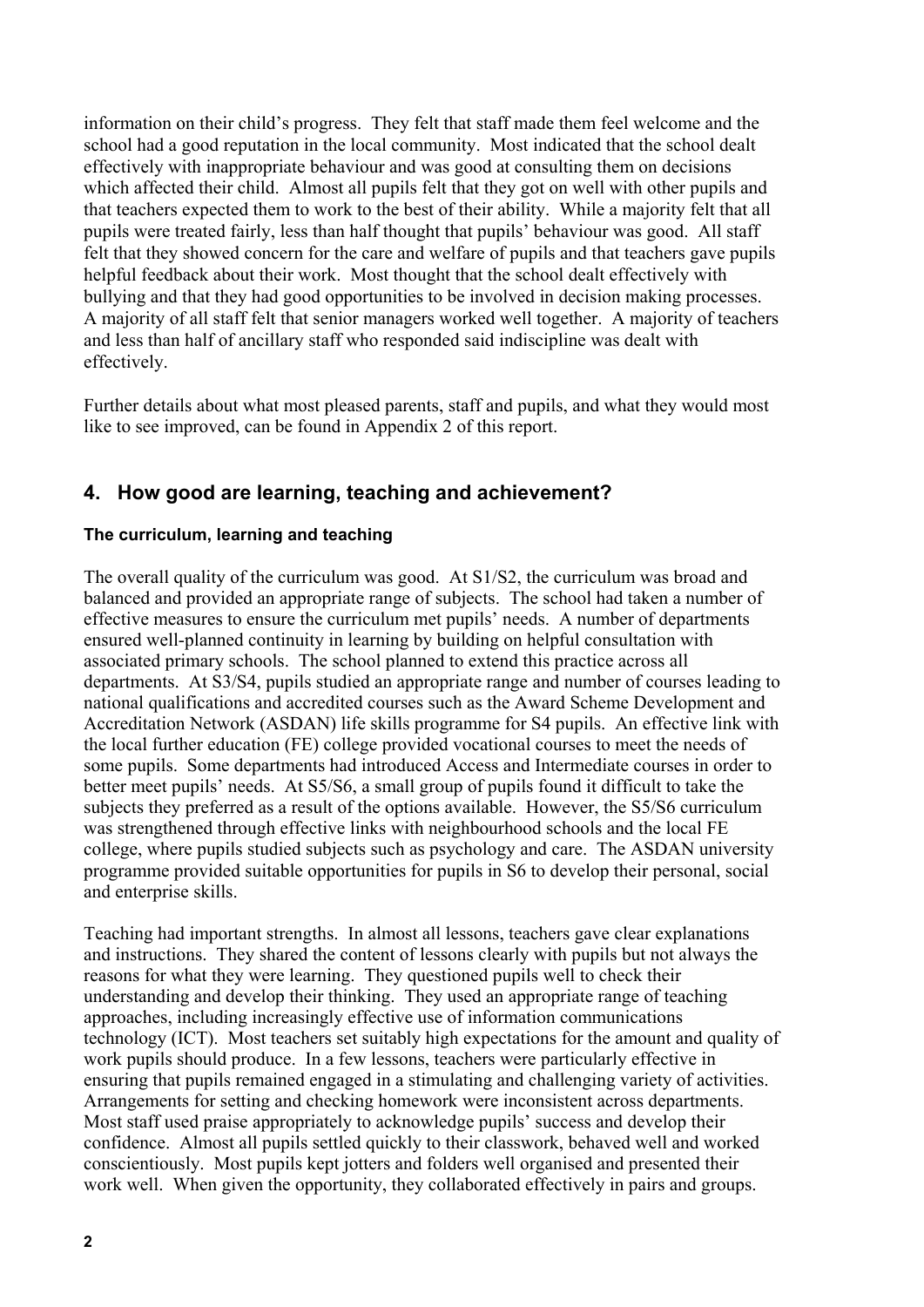information on their child's progress. They felt that staff made them feel welcome and the school had a good reputation in the local community. Most indicated that the school dealt effectively with inappropriate behaviour and was good at consulting them on decisions which affected their child. Almost all pupils felt that they got on well with other pupils and that teachers expected them to work to the best of their ability. While a majority felt that all pupils were treated fairly, less than half thought that pupils' behaviour was good. All staff felt that they showed concern for the care and welfare of pupils and that teachers gave pupils helpful feedback about their work. Most thought that the school dealt effectively with bullying and that they had good opportunities to be involved in decision making processes. A majority of all staff felt that senior managers worked well together. A majority of teachers and less than half of ancillary staff who responded said indiscipline was dealt with effectively.

Further details about what most pleased parents, staff and pupils, and what they would most like to see improved, can be found in Appendix 2 of this report.

## 4. How good are learning, teaching and achievement?

### The curriculum, learning and teaching

The overall quality of the curriculum was good. At S1/S2, the curriculum was broad and balanced and provided an appropriate range of subjects. The school had taken a number of effective measures to ensure the curriculum met pupils' needs. A number of departments ensured well-planned continuity in learning by building on helpful consultation with associated primary schools. The school planned to extend this practice across all departments. At S3/S4, pupils studied an appropriate range and number of courses leading to national qualifications and accredited courses such as the Award Scheme Development and Accreditation Network (ASDAN) life skills programme for S4 pupils. An effective link with the local further education (FE) college provided vocational courses to meet the needs of some pupils. Some departments had introduced Access and Intermediate courses in order to better meet pupils' needs. At S5/S6, a small group of pupils found it difficult to take the subjects they preferred as a result of the options available. However, the S5/S6 curriculum was strengthened through effective links with neighbourhood schools and the local FE college, where pupils studied subjects such as psychology and care. The ASDAN university programme provided suitable opportunities for pupils in S6 to develop their personal, social and enterprise skills.

Teaching had important strengths. In almost all lessons, teachers gave clear explanations and instructions. They shared the content of lessons clearly with pupils but not always the reasons for what they were learning. They questioned pupils well to check their understanding and develop their thinking. They used an appropriate range of teaching approaches, including increasingly effective use of information communications technology (ICT). Most teachers set suitably high expectations for the amount and quality of work pupils should produce. In a few lessons, teachers were particularly effective in ensuring that pupils remained engaged in a stimulating and challenging variety of activities. Arrangements for setting and checking homework were inconsistent across departments. Most staff used praise appropriately to acknowledge pupils' success and develop their confidence. Almost all pupils settled quickly to their classwork, behaved well and worked conscientiously. Most pupils kept jotters and folders well organised and presented their work well. When given the opportunity, they collaborated effectively in pairs and groups.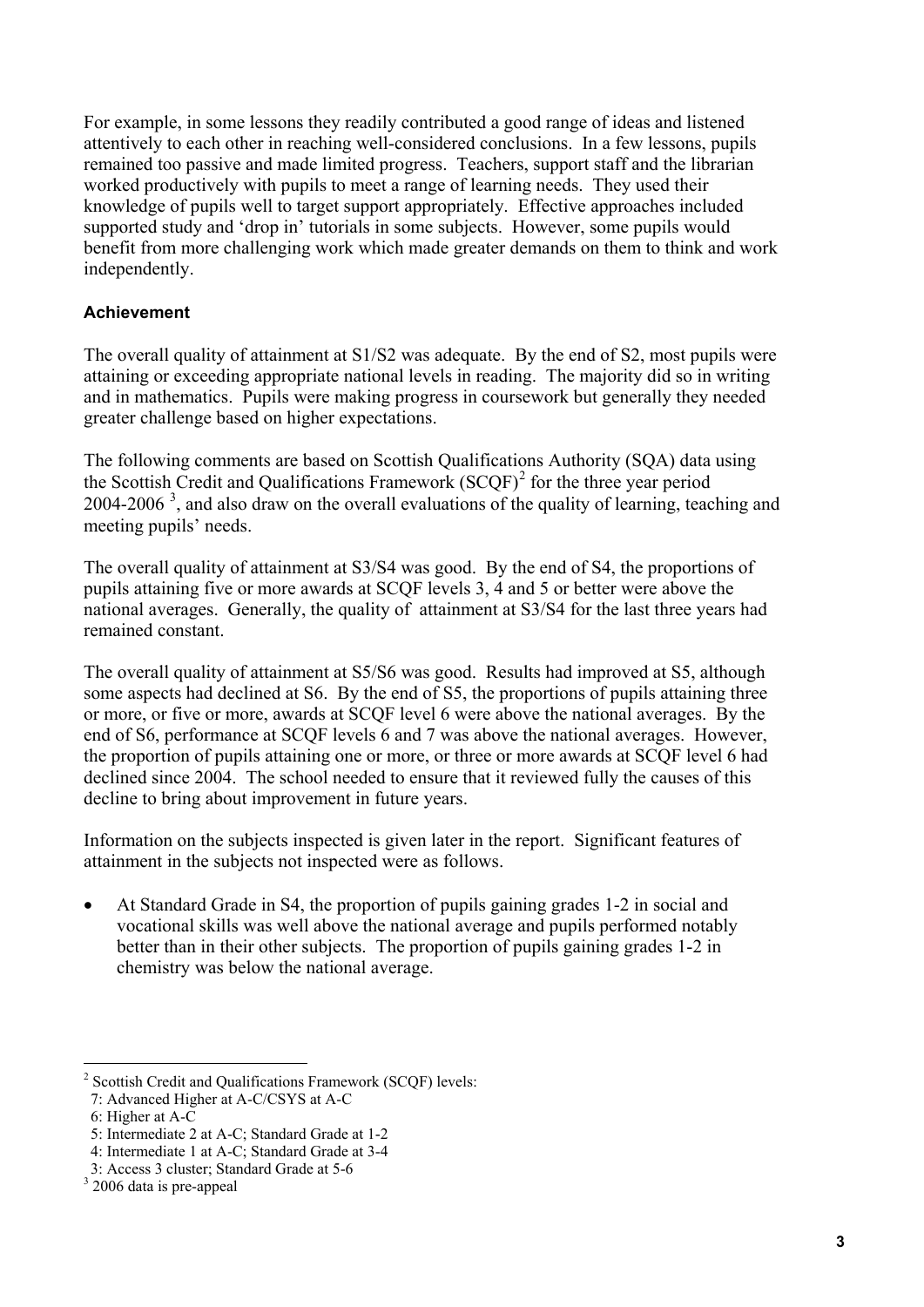For example, in some lessons they readily contributed a good range of ideas and listened attentively to each other in reaching well-considered conclusions. In a few lessons, pupils remained too passive and made limited progress. Teachers, support staff and the librarian worked productively with pupils to meet a range of learning needs. They used their knowledge of pupils well to target support appropriately. Effective approaches included supported study and 'drop in' tutorials in some subjects. However, some pupils would benefit from more challenging work which made greater demands on them to think and work independently.

### Achievement

The overall quality of attainment at S1/S2 was adequate. By the end of S2, most pupils were attaining or exceeding appropriate national levels in reading. The majority did so in writing and in mathematics. Pupils were making progress in coursework but generally they needed greater challenge based on higher expectations.

The following comments are based on Scottish Qualifications Authority (SQA) data using the Scottish Credit and Qualifications Framework (SCQF)[2] for the three year period 2004-2006 [3], and also draw on the overall evaluations of the quality of learning, teaching and meeting pupils' needs.

The overall quality of attainment at S3/S4 was good. By the end of S4, the proportions of pupils attaining five or more awards at SCQF levels 3, 4 and 5 or better were above the national averages. Generally, the quality of attainment at S3/S4 for the last three years had remained constant.

The overall quality of attainment at S5/S6 was good. Results had improved at S5, although some aspects had declined at S6. By the end of S5, the proportions of pupils attaining three or more, or five or more, awards at SCQF level 6 were above the national averages. By the end of S6, performance at SCQF levels 6 and 7 was above the national averages. However, the proportion of pupils attaining one or more, or three or more awards at SCQF level 6 had declined since 2004. The school needed to ensure that it reviewed fully the causes of this decline to bring about improvement in future years.

Information on the subjects inspected is given later in the report. Significant features of attainment in the subjects not inspected were as follows.

- At Standard Grade in S4, the proportion of pupils gaining grades 1-2 in social and vocational skills was well above the national average and pupils performed notably better than in their other subjects. The proportion of pupils gaining grades 1-2 in chemistry was below the national average.

---

[2] Scottish Credit and Qualifications Framework (SCQF) levels:
7: Advanced Higher at A-C/CSYS at A-C
6: Higher at A-C
5: Intermediate 2 at A-C; Standard Grade at 1-2
4: Intermediate 1 at A-C; Standard Grade at 3-4
3: Access 3 cluster; Standard Grade at 5-6

[3] 2006 data is pre-appeal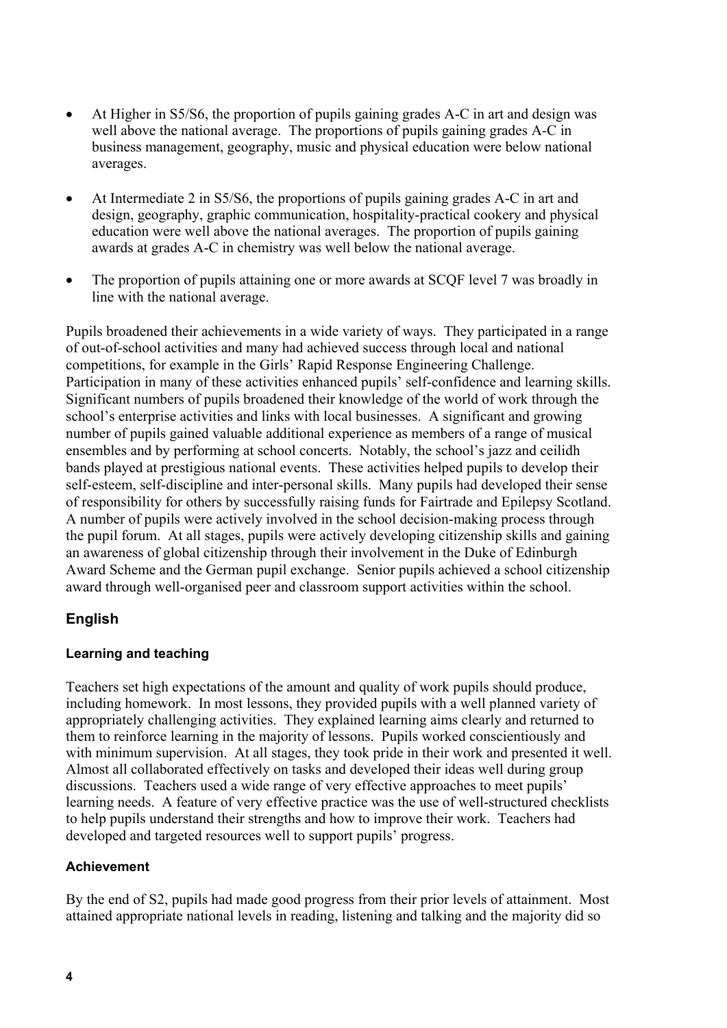- At Higher in S5/S6, the proportion of pupils gaining grades A-C in art and design was well above the national average. The proportions of pupils gaining grades A-C in business management, geography, music and physical education were below national averages.
- At Intermediate 2 in S5/S6, the proportions of pupils gaining grades A-C in art and design, geography, graphic communication, hospitality-practical cookery and physical education were well above the national averages. The proportion of pupils gaining awards at grades A-C in chemistry was well below the national average.
- The proportion of pupils attaining one or more awards at SCQF level 7 was broadly in line with the national average.

Pupils broadened their achievements in a wide variety of ways. They participated in a range of out-of-school activities and many had achieved success through local and national competitions, for example in the Girls' Rapid Response Engineering Challenge. Participation in many of these activities enhanced pupils' self-confidence and learning skills. Significant numbers of pupils broadened their knowledge of the world of work through the school's enterprise activities and links with local businesses. A significant and growing number of pupils gained valuable additional experience as members of a range of musical ensembles and by performing at school concerts. Notably, the school's jazz and ceilidh bands played at prestigious national events. These activities helped pupils to develop their self-esteem, self-discipline and inter-personal skills. Many pupils had developed their sense of responsibility for others by successfully raising funds for Fairtrade and Epilepsy Scotland. A number of pupils were actively involved in the school decision-making process through the pupil forum. At all stages, pupils were actively developing citizenship skills and gaining an awareness of global citizenship through their involvement in the Duke of Edinburgh Award Scheme and the German pupil exchange. Senior pupils achieved a school citizenship award through well-organised peer and classroom support activities within the school.

## English

### Learning and teaching

Teachers set high expectations of the amount and quality of work pupils should produce, including homework. In most lessons, they provided pupils with a well planned variety of appropriately challenging activities. They explained learning aims clearly and returned to them to reinforce learning in the majority of lessons. Pupils worked conscientiously and with minimum supervision. At all stages, they took pride in their work and presented it well. Almost all collaborated effectively on tasks and developed their ideas well during group discussions. Teachers used a wide range of very effective approaches to meet pupils' learning needs. A feature of very effective practice was the use of well-structured checklists to help pupils understand their strengths and how to improve their work. Teachers had developed and targeted resources well to support pupils' progress.

### Achievement

By the end of S2, pupils had made good progress from their prior levels of attainment. Most attained appropriate national levels in reading, listening and talking and the majority did so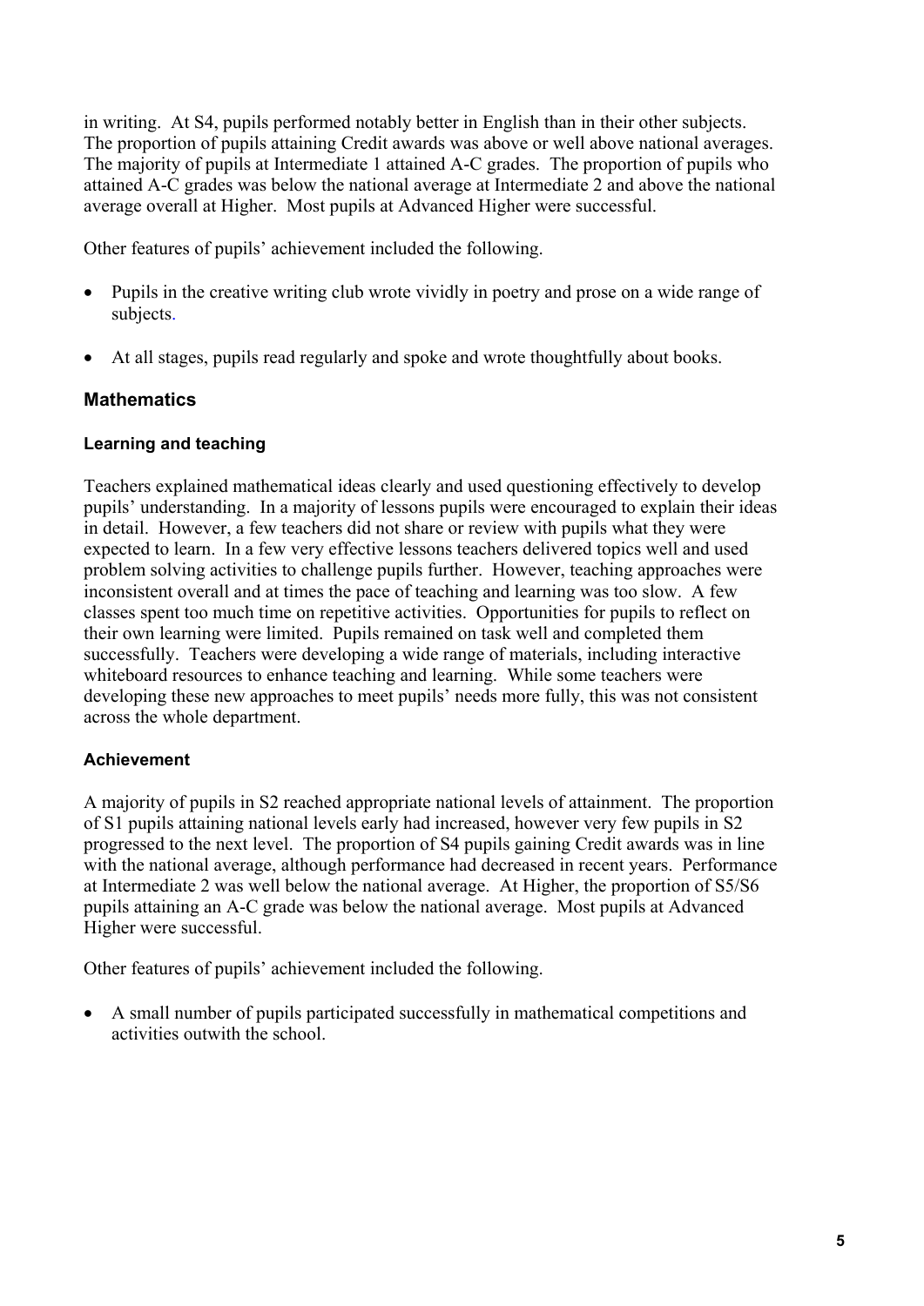in writing. At S4, pupils performed notably better in English than in their other subjects. The proportion of pupils attaining Credit awards was above or well above national averages. The majority of pupils at Intermediate 1 attained A-C grades. The proportion of pupils who attained A-C grades was below the national average at Intermediate 2 and above the national average overall at Higher. Most pupils at Advanced Higher were successful.

Other features of pupils' achievement included the following.

- Pupils in the creative writing club wrote vividly in poetry and prose on a wide range of subjects.
- At all stages, pupils read regularly and spoke and wrote thoughtfully about books.

## Mathematics

### Learning and teaching

Teachers explained mathematical ideas clearly and used questioning effectively to develop pupils' understanding. In a majority of lessons pupils were encouraged to explain their ideas in detail. However, a few teachers did not share or review with pupils what they were expected to learn. In a few very effective lessons teachers delivered topics well and used problem solving activities to challenge pupils further. However, teaching approaches were inconsistent overall and at times the pace of teaching and learning was too slow. A few classes spent too much time on repetitive activities. Opportunities for pupils to reflect on their own learning were limited. Pupils remained on task well and completed them successfully. Teachers were developing a wide range of materials, including interactive whiteboard resources to enhance teaching and learning. While some teachers were developing these new approaches to meet pupils' needs more fully, this was not consistent across the whole department.

### Achievement

A majority of pupils in S2 reached appropriate national levels of attainment. The proportion of S1 pupils attaining national levels early had increased, however very few pupils in S2 progressed to the next level. The proportion of S4 pupils gaining Credit awards was in line with the national average, although performance had decreased in recent years. Performance at Intermediate 2 was well below the national average. At Higher, the proportion of S5/S6 pupils attaining an A-C grade was below the national average. Most pupils at Advanced Higher were successful.

Other features of pupils' achievement included the following.

- A small number of pupils participated successfully in mathematical competitions and activities outwith the school.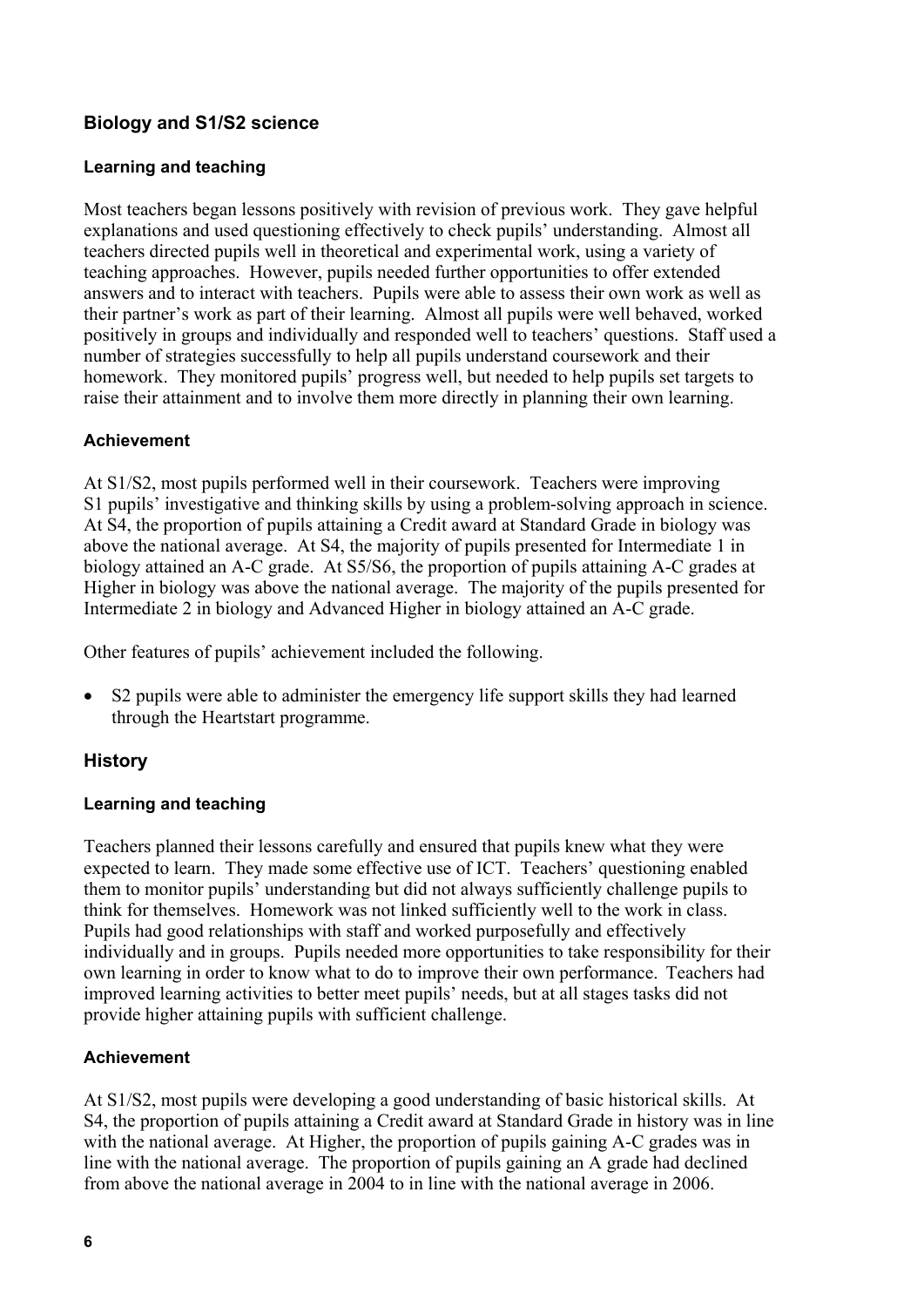## Biology and S1/S2 science

### Learning and teaching

Most teachers began lessons positively with revision of previous work. They gave helpful explanations and used questioning effectively to check pupils' understanding. Almost all teachers directed pupils well in theoretical and experimental work, using a variety of teaching approaches. However, pupils needed further opportunities to offer extended answers and to interact with teachers. Pupils were able to assess their own work as well as their partner's work as part of their learning. Almost all pupils were well behaved, worked positively in groups and individually and responded well to teachers' questions. Staff used a number of strategies successfully to help all pupils understand coursework and their homework. They monitored pupils' progress well, but needed to help pupils set targets to raise their attainment and to involve them more directly in planning their own learning.

### Achievement

At S1/S2, most pupils performed well in their coursework. Teachers were improving S1 pupils' investigative and thinking skills by using a problem-solving approach in science. At S4, the proportion of pupils attaining a Credit award at Standard Grade in biology was above the national average. At S4, the majority of pupils presented for Intermediate 1 in biology attained an A-C grade. At S5/S6, the proportion of pupils attaining A-C grades at Higher in biology was above the national average. The majority of the pupils presented for Intermediate 2 in biology and Advanced Higher in biology attained an A-C grade.

Other features of pupils' achievement included the following.

- S2 pupils were able to administer the emergency life support skills they had learned through the Heartstart programme.

## History

### Learning and teaching

Teachers planned their lessons carefully and ensured that pupils knew what they were expected to learn. They made some effective use of ICT. Teachers' questioning enabled them to monitor pupils' understanding but did not always sufficiently challenge pupils to think for themselves. Homework was not linked sufficiently well to the work in class. Pupils had good relationships with staff and worked purposefully and effectively individually and in groups. Pupils needed more opportunities to take responsibility for their own learning in order to know what to do to improve their own performance. Teachers had improved learning activities to better meet pupils' needs, but at all stages tasks did not provide higher attaining pupils with sufficient challenge.

### Achievement

At S1/S2, most pupils were developing a good understanding of basic historical skills. At S4, the proportion of pupils attaining a Credit award at Standard Grade in history was in line with the national average. At Higher, the proportion of pupils gaining A-C grades was in line with the national average. The proportion of pupils gaining an A grade had declined from above the national average in 2004 to in line with the national average in 2006.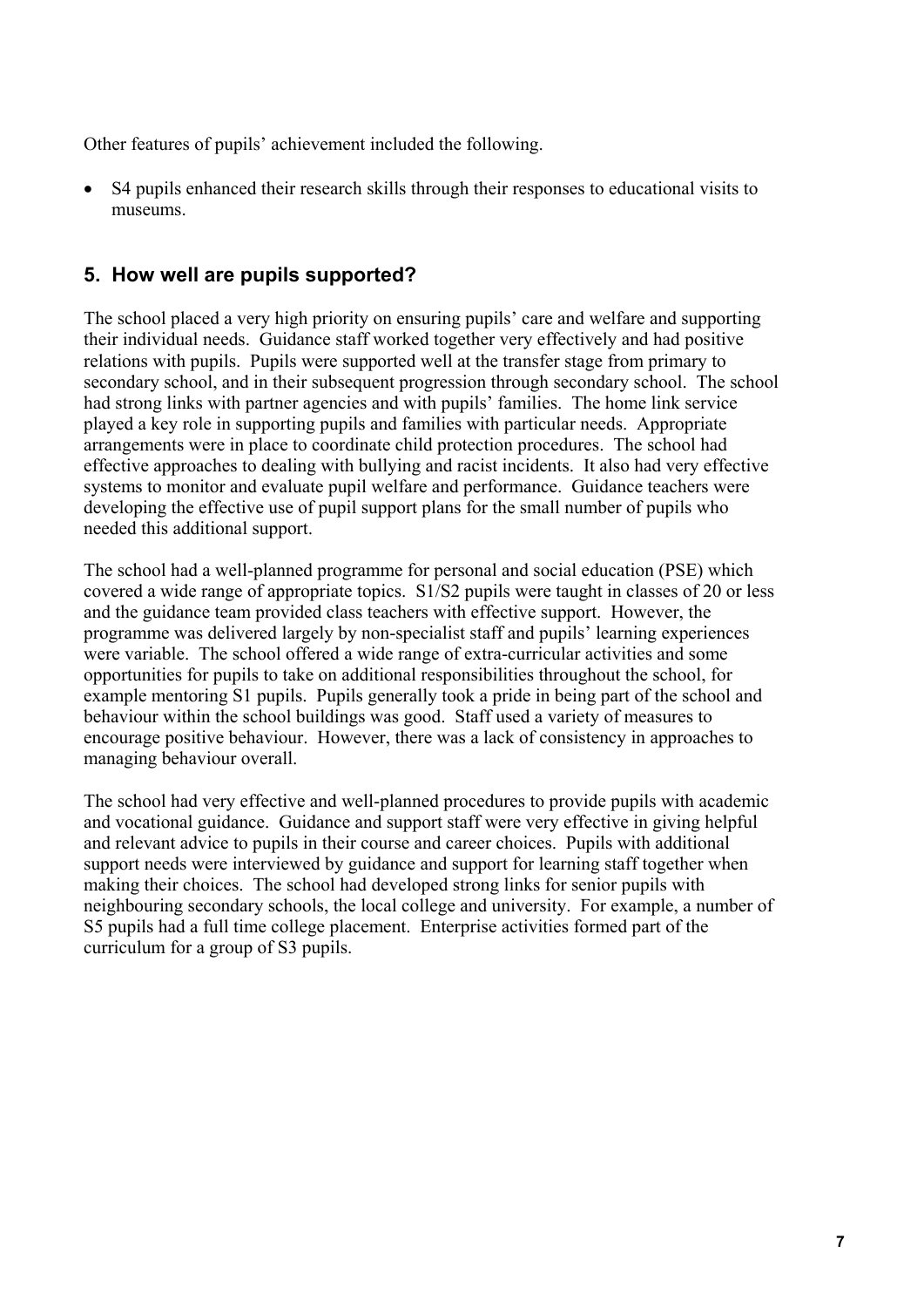Other features of pupils' achievement included the following.

- S4 pupils enhanced their research skills through their responses to educational visits to museums.

## 5. How well are pupils supported?

The school placed a very high priority on ensuring pupils' care and welfare and supporting their individual needs. Guidance staff worked together very effectively and had positive relations with pupils. Pupils were supported well at the transfer stage from primary to secondary school, and in their subsequent progression through secondary school. The school had strong links with partner agencies and with pupils' families. The home link service played a key role in supporting pupils and families with particular needs. Appropriate arrangements were in place to coordinate child protection procedures. The school had effective approaches to dealing with bullying and racist incidents. It also had very effective systems to monitor and evaluate pupil welfare and performance. Guidance teachers were developing the effective use of pupil support plans for the small number of pupils who needed this additional support.

The school had a well-planned programme for personal and social education (PSE) which covered a wide range of appropriate topics. S1/S2 pupils were taught in classes of 20 or less and the guidance team provided class teachers with effective support. However, the programme was delivered largely by non-specialist staff and pupils' learning experiences were variable. The school offered a wide range of extra-curricular activities and some opportunities for pupils to take on additional responsibilities throughout the school, for example mentoring S1 pupils. Pupils generally took a pride in being part of the school and behaviour within the school buildings was good. Staff used a variety of measures to encourage positive behaviour. However, there was a lack of consistency in approaches to managing behaviour overall.

The school had very effective and well-planned procedures to provide pupils with academic and vocational guidance. Guidance and support staff were very effective in giving helpful and relevant advice to pupils in their course and career choices. Pupils with additional support needs were interviewed by guidance and support for learning staff together when making their choices. The school had developed strong links for senior pupils with neighbouring secondary schools, the local college and university. For example, a number of S5 pupils had a full time college placement. Enterprise activities formed part of the curriculum for a group of S3 pupils.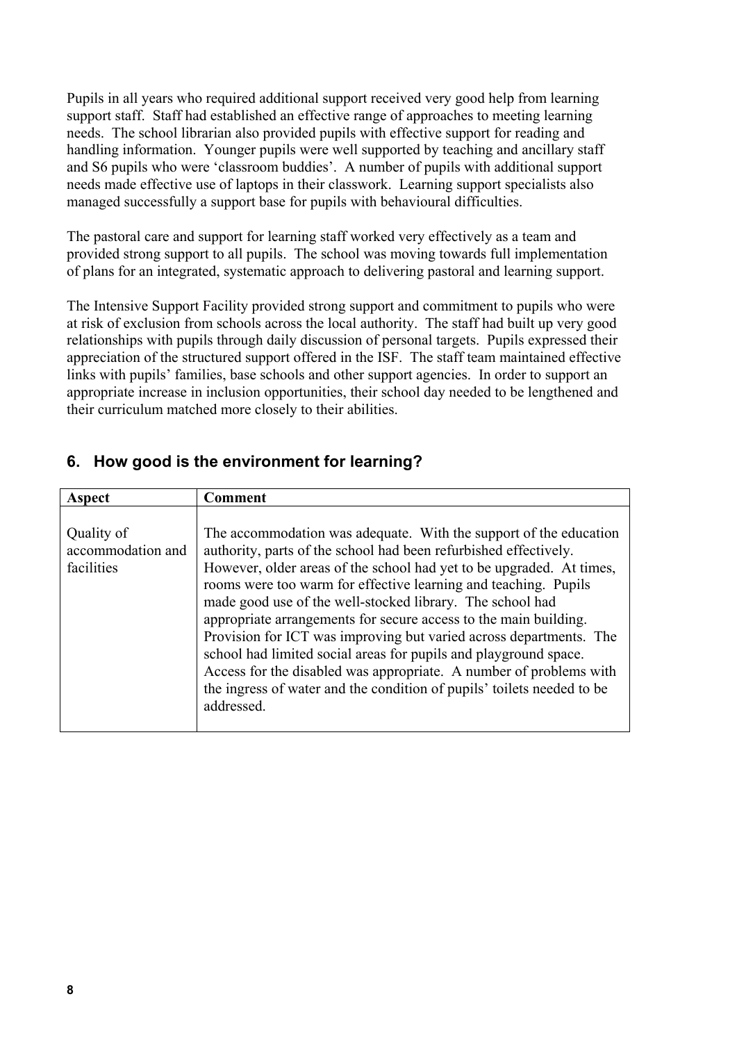Pupils in all years who required additional support received very good help from learning support staff. Staff had established an effective range of approaches to meeting learning needs. The school librarian also provided pupils with effective support for reading and handling information. Younger pupils were well supported by teaching and ancillary staff and S6 pupils who were 'classroom buddies'. A number of pupils with additional support needs made effective use of laptops in their classwork. Learning support specialists also managed successfully a support base for pupils with behavioural difficulties.

The pastoral care and support for learning staff worked very effectively as a team and provided strong support to all pupils. The school was moving towards full implementation of plans for an integrated, systematic approach to delivering pastoral and learning support.

The Intensive Support Facility provided strong support and commitment to pupils who were at risk of exclusion from schools across the local authority. The staff had built up very good relationships with pupils through daily discussion of personal targets. Pupils expressed their appreciation of the structured support offered in the ISF. The staff team maintained effective links with pupils' families, base schools and other support agencies. In order to support an appropriate increase in inclusion opportunities, their school day needed to be lengthened and their curriculum matched more closely to their abilities.

## 6. How good is the environment for learning?

| Aspect | Comment |
|---|---|
| Quality of accommodation and facilities | The accommodation was adequate. With the support of the education authority, parts of the school had been refurbished effectively. However, older areas of the school had yet to be upgraded. At times, rooms were too warm for effective learning and teaching. Pupils made good use of the well-stocked library. The school had appropriate arrangements for secure access to the main building. Provision for ICT was improving but varied across departments. The school had limited social areas for pupils and playground space. Access for the disabled was appropriate. A number of problems with the ingress of water and the condition of pupils' toilets needed to be addressed. |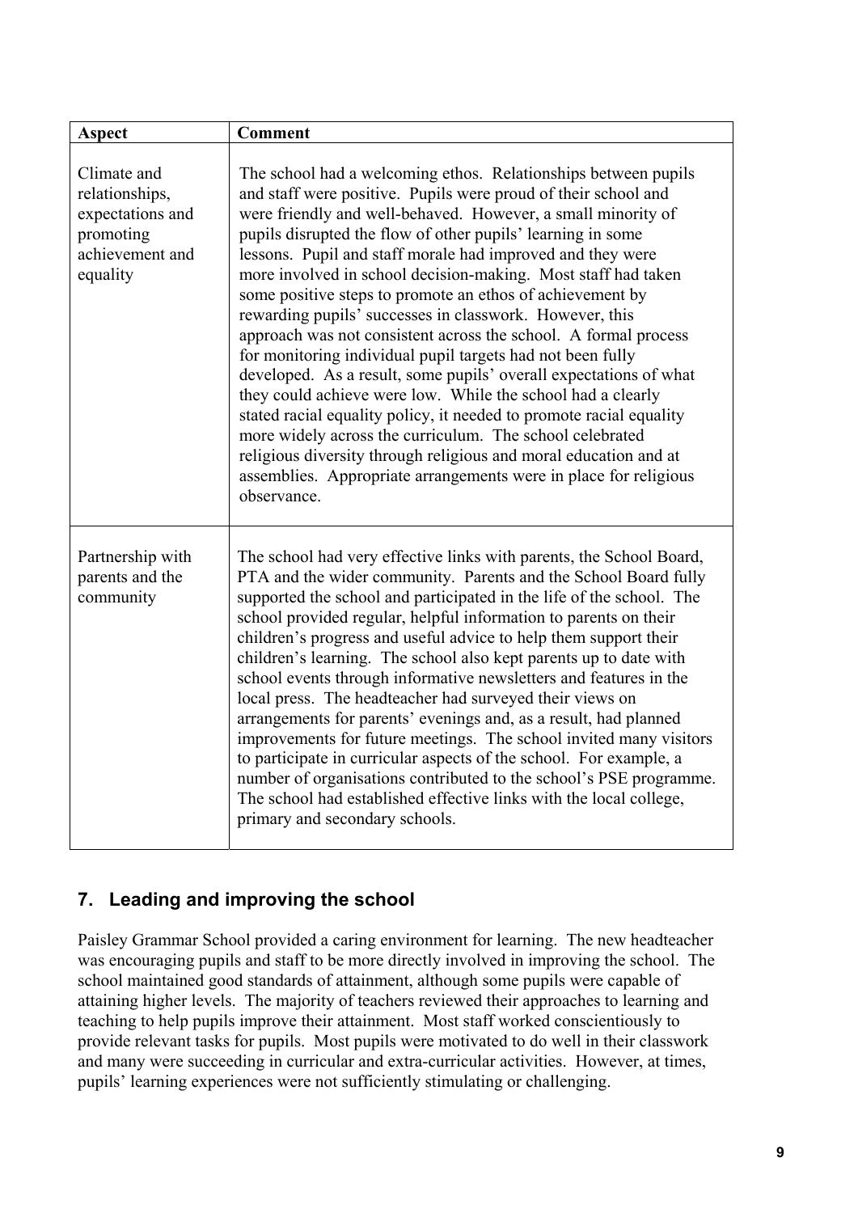| Aspect | Comment |
|---|---|
| Climate and relationships, expectations and promoting achievement and equality | The school had a welcoming ethos. Relationships between pupils and staff were positive. Pupils were proud of their school and were friendly and well-behaved. However, a small minority of pupils disrupted the flow of other pupils' learning in some lessons. Pupil and staff morale had improved and they were more involved in school decision-making. Most staff had taken some positive steps to promote an ethos of achievement by rewarding pupils' successes in classwork. However, this approach was not consistent across the school. A formal process for monitoring individual pupil targets had not been fully developed. As a result, some pupils' overall expectations of what they could achieve were low. While the school had a clearly stated racial equality policy, it needed to promote racial equality more widely across the curriculum. The school celebrated religious diversity through religious and moral education and at assemblies. Appropriate arrangements were in place for religious observance. |
| Partnership with parents and the community | The school had very effective links with parents, the School Board, PTA and the wider community. Parents and the School Board fully supported the school and participated in the life of the school. The school provided regular, helpful information to parents on their children's progress and useful advice to help them support their children's learning. The school also kept parents up to date with school events through informative newsletters and features in the local press. The headteacher had surveyed their views on arrangements for parents' evenings and, as a result, had planned improvements for future meetings. The school invited many visitors to participate in curricular aspects of the school. For example, a number of organisations contributed to the school's PSE programme. The school had established effective links with the local college, primary and secondary schools. |

## 7. Leading and improving the school

Paisley Grammar School provided a caring environment for learning. The new headteacher was encouraging pupils and staff to be more directly involved in improving the school. The school maintained good standards of attainment, although some pupils were capable of attaining higher levels. The majority of teachers reviewed their approaches to learning and teaching to help pupils improve their attainment. Most staff worked conscientiously to provide relevant tasks for pupils. Most pupils were motivated to do well in their classwork and many were succeeding in curricular and extra-curricular activities. However, at times, pupils' learning experiences were not sufficiently stimulating or challenging.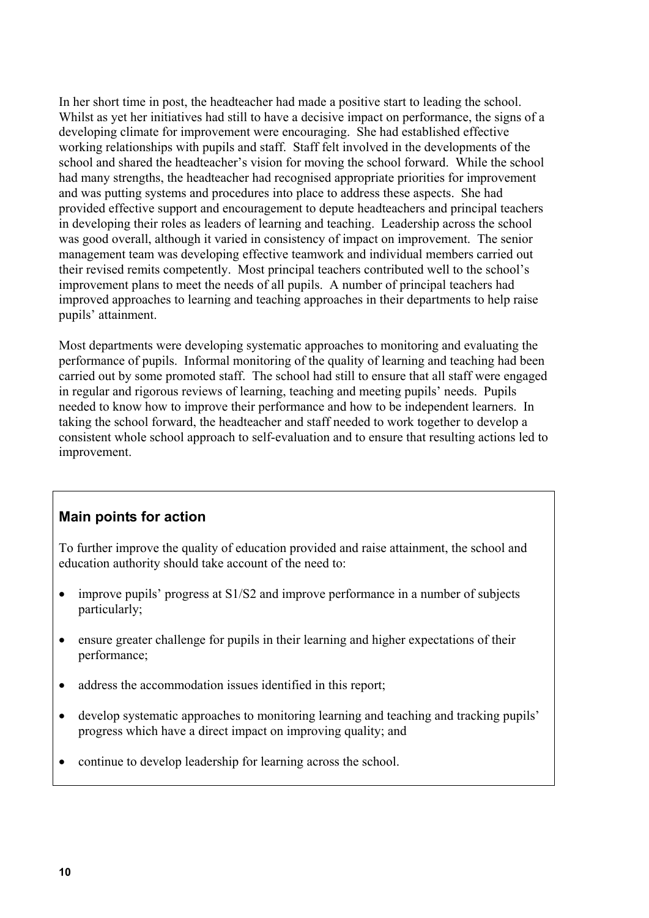In her short time in post, the headteacher had made a positive start to leading the school. Whilst as yet her initiatives had still to have a decisive impact on performance, the signs of a developing climate for improvement were encouraging. She had established effective working relationships with pupils and staff. Staff felt involved in the developments of the school and shared the headteacher's vision for moving the school forward. While the school had many strengths, the headteacher had recognised appropriate priorities for improvement and was putting systems and procedures into place to address these aspects. She had provided effective support and encouragement to depute headteachers and principal teachers in developing their roles as leaders of learning and teaching. Leadership across the school was good overall, although it varied in consistency of impact on improvement. The senior management team was developing effective teamwork and individual members carried out their revised remits competently. Most principal teachers contributed well to the school's improvement plans to meet the needs of all pupils. A number of principal teachers had improved approaches to learning and teaching approaches in their departments to help raise pupils' attainment.

Most departments were developing systematic approaches to monitoring and evaluating the performance of pupils. Informal monitoring of the quality of learning and teaching had been carried out by some promoted staff. The school had still to ensure that all staff were engaged in regular and rigorous reviews of learning, teaching and meeting pupils' needs. Pupils needed to know how to improve their performance and how to be independent learners. In taking the school forward, the headteacher and staff needed to work together to develop a consistent whole school approach to self-evaluation and to ensure that resulting actions led to improvement.

## Main points for action

To further improve the quality of education provided and raise attainment, the school and education authority should take account of the need to:

- improve pupils' progress at S1/S2 and improve performance in a number of subjects particularly;
- ensure greater challenge for pupils in their learning and higher expectations of their performance;
- address the accommodation issues identified in this report;
- develop systematic approaches to monitoring learning and teaching and tracking pupils' progress which have a direct impact on improving quality; and
- continue to develop leadership for learning across the school.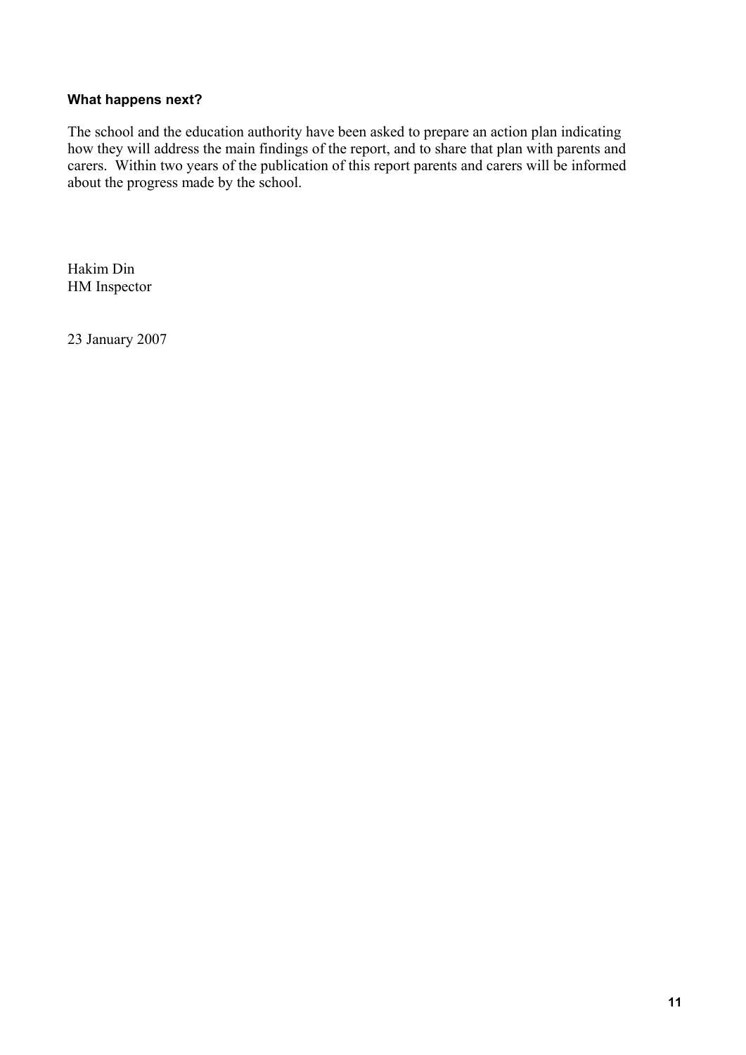### What happens next?

The school and the education authority have been asked to prepare an action plan indicating how they will address the main findings of the report, and to share that plan with parents and carers. Within two years of the publication of this report parents and carers will be informed about the progress made by the school.

Hakim Din
HM Inspector

23 January 2007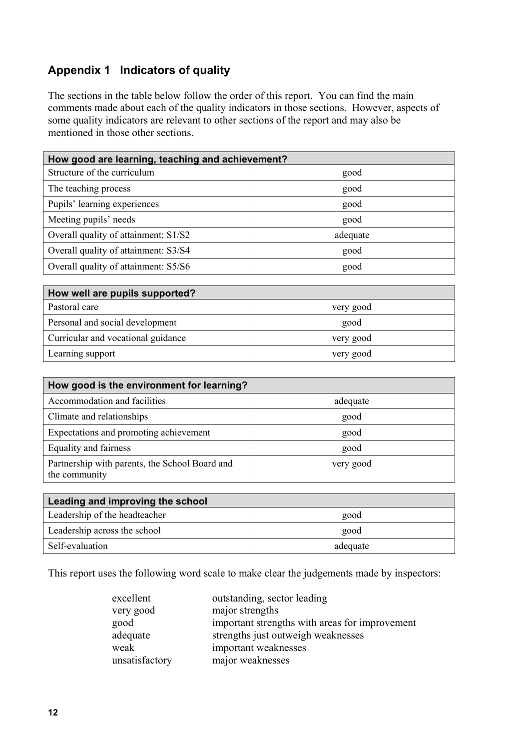## Appendix 1 Indicators of quality

The sections in the table below follow the order of this report. You can find the main comments made about each of the quality indicators in those sections. However, aspects of some quality indicators are relevant to other sections of the report and may also be mentioned in those other sections.

| How good are learning, teaching and achievement? | |
|---|---|
| Structure of the curriculum | good |
| The teaching process | good |
| Pupils' learning experiences | good |
| Meeting pupils' needs | good |
| Overall quality of attainment: S1/S2 | adequate |
| Overall quality of attainment: S3/S4 | good |
| Overall quality of attainment: S5/S6 | good |

| How well are pupils supported? | |
|---|---|
| Pastoral care | very good |
| Personal and social development | good |
| Curricular and vocational guidance | very good |
| Learning support | very good |

| How good is the environment for learning? | |
|---|---|
| Accommodation and facilities | adequate |
| Climate and relationships | good |
| Expectations and promoting achievement | good |
| Equality and fairness | good |
| Partnership with parents, the School Board and the community | very good |

| Leading and improving the school | |
|---|---|
| Leadership of the headteacher | good |
| Leadership across the school | good |
| Self-evaluation | adequate |

This report uses the following word scale to make clear the judgements made by inspectors:

| | |
|---|---|
| excellent | outstanding, sector leading |
| very good | major strengths |
| good | important strengths with areas for improvement |
| adequate | strengths just outweigh weaknesses |
| weak | important weaknesses |
| unsatisfactory | major weaknesses |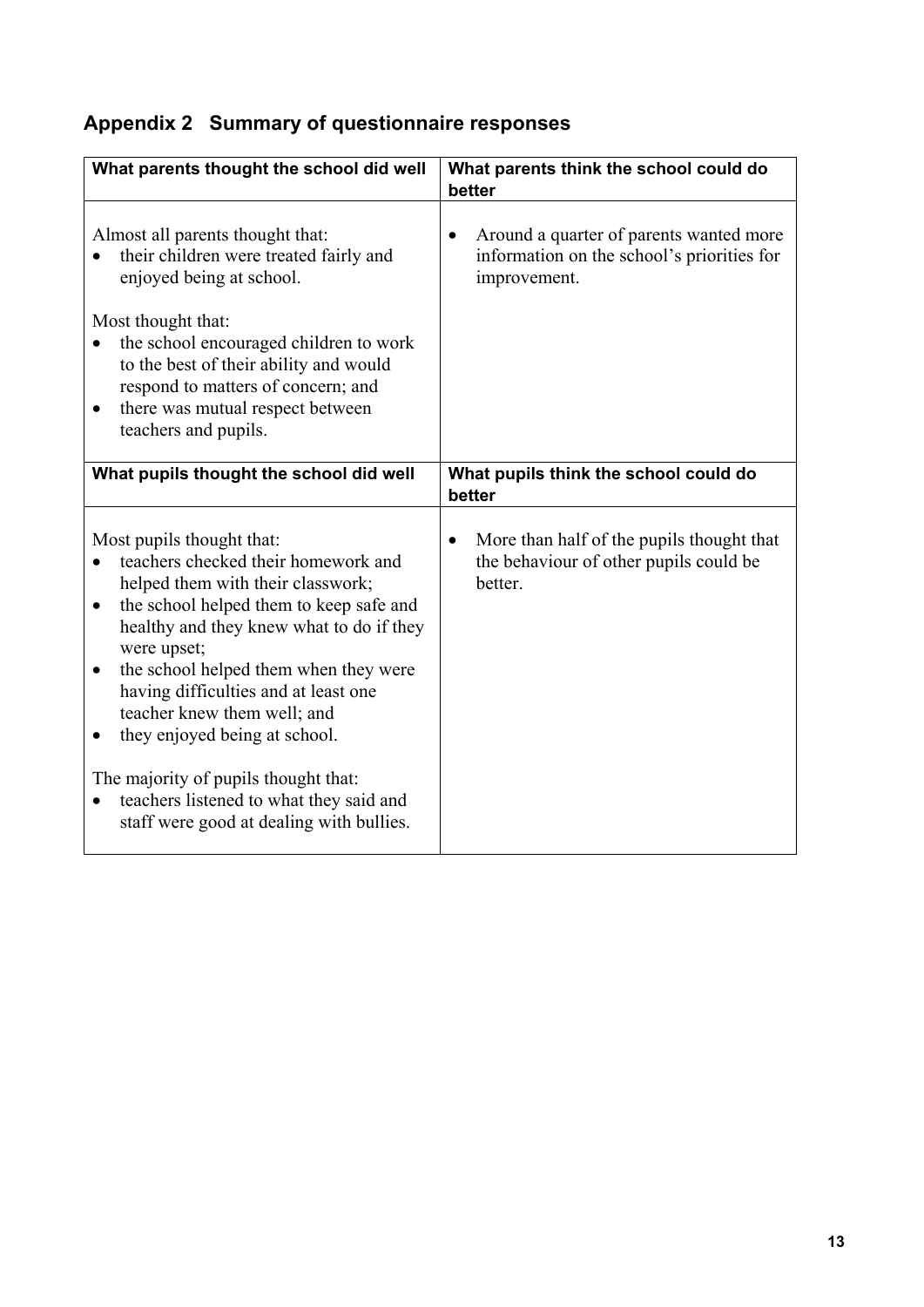## Appendix 2 Summary of questionnaire responses

| What parents thought the school did well | What parents think the school could do better |
| --- | --- |
| Almost all parents thought that:<br>• their children were treated fairly and enjoyed being at school.<br><br>Most thought that:<br>• the school encouraged children to work to the best of their ability and would respond to matters of concern; and<br>• there was mutual respect between teachers and pupils. | • Around a quarter of parents wanted more information on the school's priorities for improvement. |
| **What pupils thought the school did well** | **What pupils think the school could do better** |
| Most pupils thought that:<br>• teachers checked their homework and helped them with their classwork;<br>• the school helped them to keep safe and healthy and they knew what to do if they were upset;<br>• the school helped them when they were having difficulties and at least one teacher knew them well; and<br>• they enjoyed being at school.<br><br>The majority of pupils thought that:<br>• teachers listened to what they said and staff were good at dealing with bullies. | • More than half of the pupils thought that the behaviour of other pupils could be better. |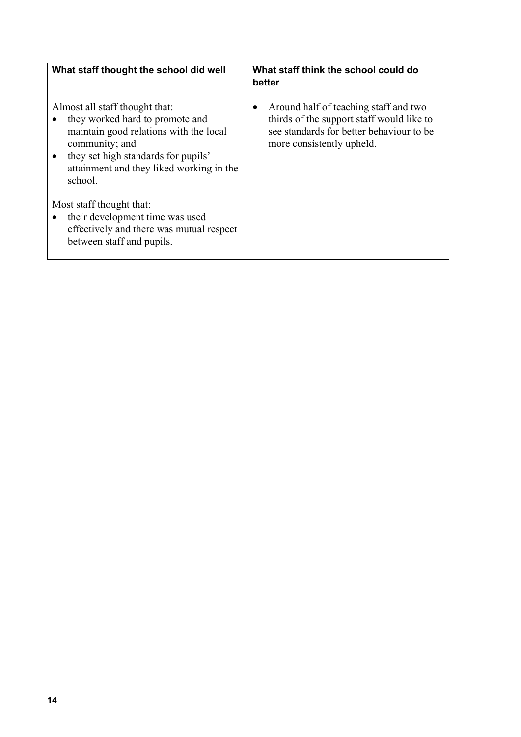| What staff thought the school did well | What staff think the school could do better |
| --- | --- |
| Almost all staff thought that:<br>• they worked hard to promote and maintain good relations with the local community; and<br>• they set high standards for pupils' attainment and they liked working in the school.<br><br>Most staff thought that:<br>• their development time was used effectively and there was mutual respect between staff and pupils. | • Around half of teaching staff and two thirds of the support staff would like to see standards for better behaviour to be more consistently upheld. |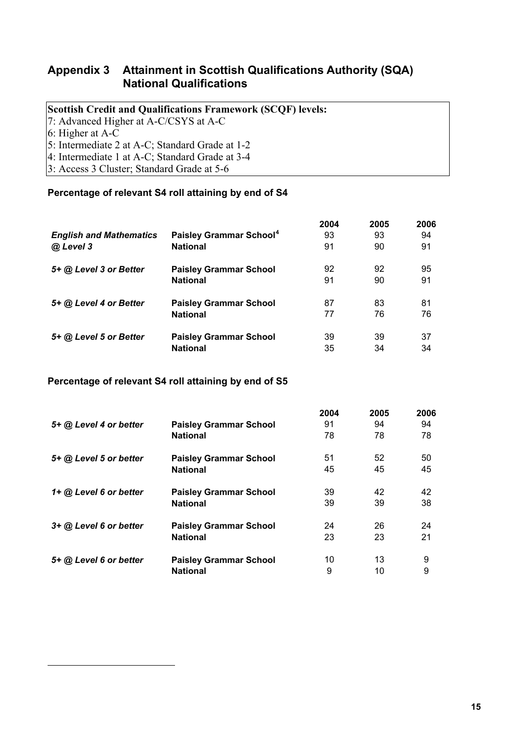## Appendix 3 Attainment in Scottish Qualifications Authority (SQA) National Qualifications

**Scottish Credit and Qualifications Framework (SCQF) levels:**
7: Advanced Higher at A-C/CSYS at A-C
6: Higher at A-C
5: Intermediate 2 at A-C; Standard Grade at 1-2
4: Intermediate 1 at A-C; Standard Grade at 3-4
3: Access 3 Cluster; Standard Grade at 5-6

### Percentage of relevant S4 roll attaining by end of S4

| | | 2004 | 2005 | 2006 |
|---|---|---|---|---|
| ***English and Mathematics @ Level 3*** | **Paisley Grammar School[4]** | 93 | 93 | 94 |
| | **National** | 91 | 90 | 91 |
| ***5+ @ Level 3 or Better*** | **Paisley Grammar School** | 92 | 92 | 95 |
| | **National** | 91 | 90 | 91 |
| ***5+ @ Level 4 or Better*** | **Paisley Grammar School** | 87 | 83 | 81 |
| | **National** | 77 | 76 | 76 |
| ***5+ @ Level 5 or Better*** | **Paisley Grammar School** | 39 | 39 | 37 |
| | **National** | 35 | 34 | 34 |

### Percentage of relevant S4 roll attaining by end of S5

| | | 2004 | 2005 | 2006 |
|---|---|---|---|---|
| ***5+ @ Level 4 or better*** | **Paisley Grammar School** | 91 | 94 | 94 |
| | **National** | 78 | 78 | 78 |
| ***5+ @ Level 5 or better*** | **Paisley Grammar School** | 51 | 52 | 50 |
| | **National** | 45 | 45 | 45 |
| ***1+ @ Level 6 or better*** | **Paisley Grammar School** | 39 | 42 | 42 |
| | **National** | 39 | 39 | 38 |
| ***3+ @ Level 6 or better*** | **Paisley Grammar School** | 24 | 26 | 24 |
| | **National** | 23 | 23 | 21 |
| ***5+ @ Level 6 or better*** | **Paisley Grammar School** | 10 | 13 | 9 |
| | **National** | 9 | 10 | 9 |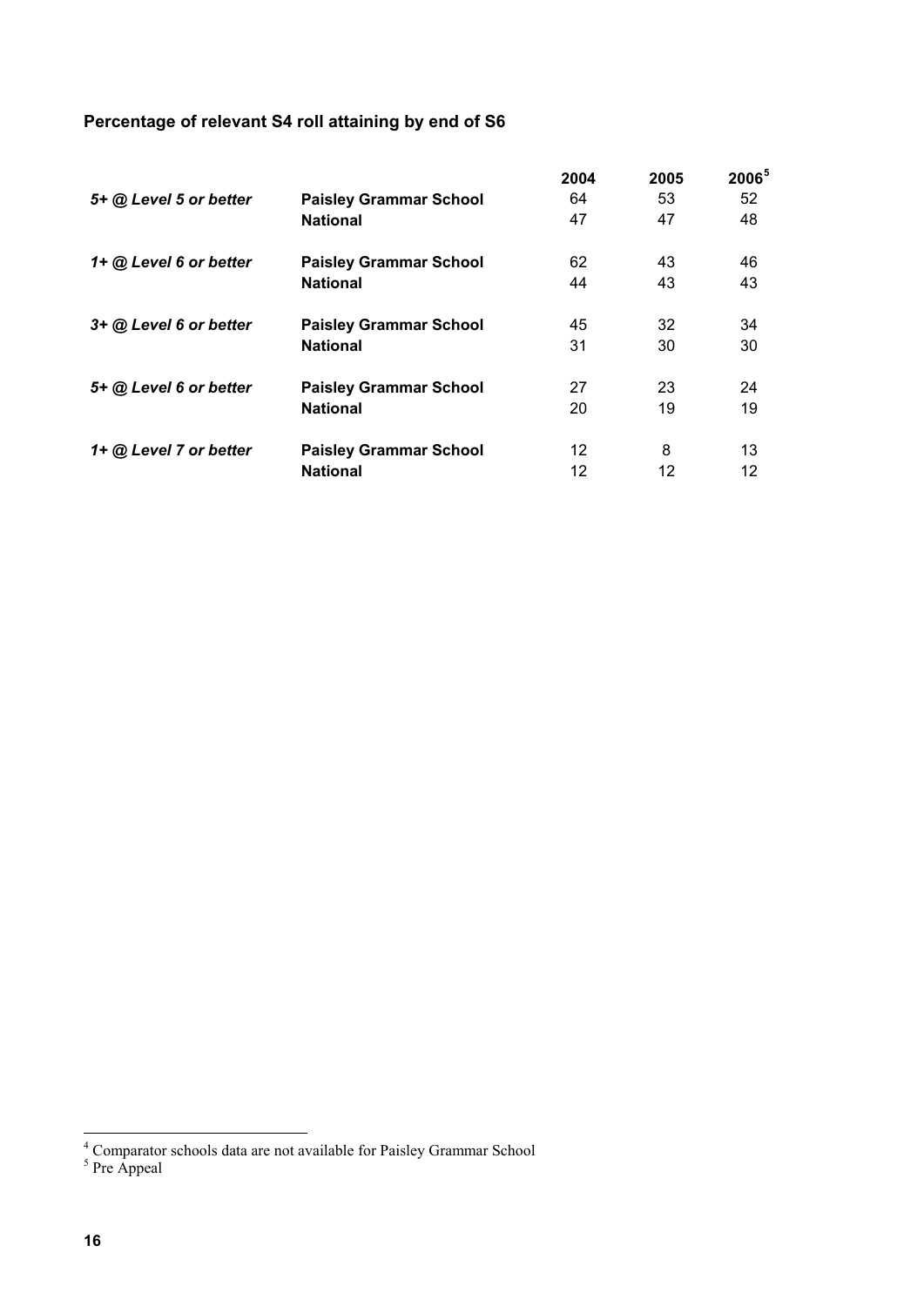**Percentage of relevant S4 roll attaining by end of S6**

| | | 2004 | 2005 | 2006[5] |
|---|---|---|---|---|
| *5+ @ Level 5 or better* | **Paisley Grammar School** | 64 | 53 | 52 |
| | **National** | 47 | 47 | 48 |
| *1+ @ Level 6 or better* | **Paisley Grammar School** | 62 | 43 | 46 |
| | **National** | 44 | 43 | 43 |
| *3+ @ Level 6 or better* | **Paisley Grammar School** | 45 | 32 | 34 |
| | **National** | 31 | 30 | 30 |
| *5+ @ Level 6 or better* | **Paisley Grammar School** | 27 | 23 | 24 |
| | **National** | 20 | 19 | 19 |
| *1+ @ Level 7 or better* | **Paisley Grammar School** | 12 | 8 | 13 |
| | **National** | 12 | 12 | 12 |

[4] Comparator schools data are not available for Paisley Grammar School

[5] Pre Appeal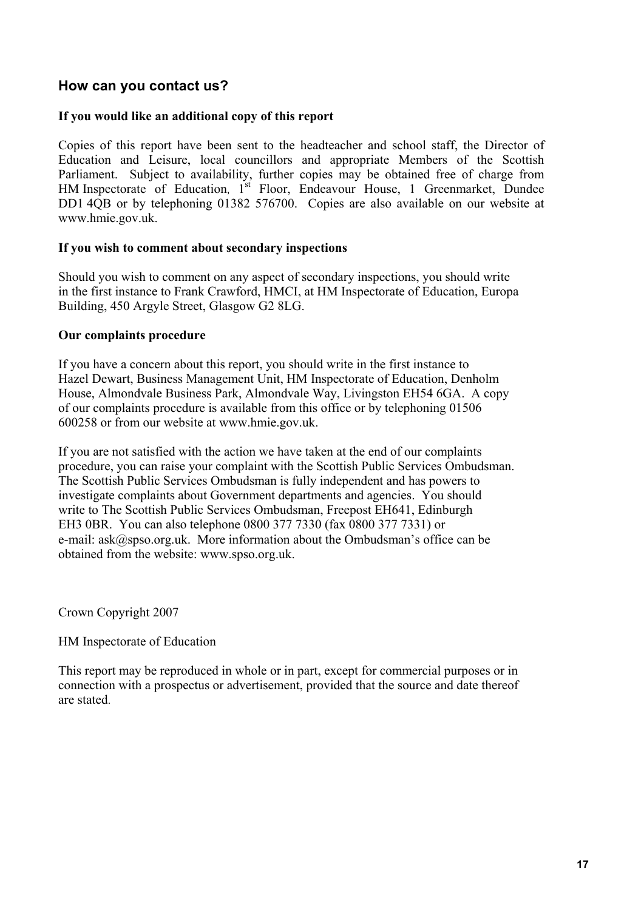## How can you contact us?

**If you would like an additional copy of this report**

Copies of this report have been sent to the headteacher and school staff, the Director of Education and Leisure, local councillors and appropriate Members of the Scottish Parliament. Subject to availability, further copies may be obtained free of charge from HM Inspectorate of Education, 1st Floor, Endeavour House, 1 Greenmarket, Dundee DD1 4QB or by telephoning 01382 576700. Copies are also available on our website at www.hmie.gov.uk.

**If you wish to comment about secondary inspections**

Should you wish to comment on any aspect of secondary inspections, you should write in the first instance to Frank Crawford, HMCI, at HM Inspectorate of Education, Europa Building, 450 Argyle Street, Glasgow G2 8LG.

**Our complaints procedure**

If you have a concern about this report, you should write in the first instance to Hazel Dewart, Business Management Unit, HM Inspectorate of Education, Denholm House, Almondvale Business Park, Almondvale Way, Livingston EH54 6GA. A copy of our complaints procedure is available from this office or by telephoning 01506 600258 or from our website at www.hmie.gov.uk.

If you are not satisfied with the action we have taken at the end of our complaints procedure, you can raise your complaint with the Scottish Public Services Ombudsman. The Scottish Public Services Ombudsman is fully independent and has powers to investigate complaints about Government departments and agencies. You should write to The Scottish Public Services Ombudsman, Freepost EH641, Edinburgh EH3 0BR. You can also telephone 0800 377 7330 (fax 0800 377 7331) or e-mail: ask@spso.org.uk. More information about the Ombudsman's office can be obtained from the website: www.spso.org.uk.

Crown Copyright 2007

HM Inspectorate of Education

This report may be reproduced in whole or in part, except for commercial purposes or in connection with a prospectus or advertisement, provided that the source and date thereof are stated.